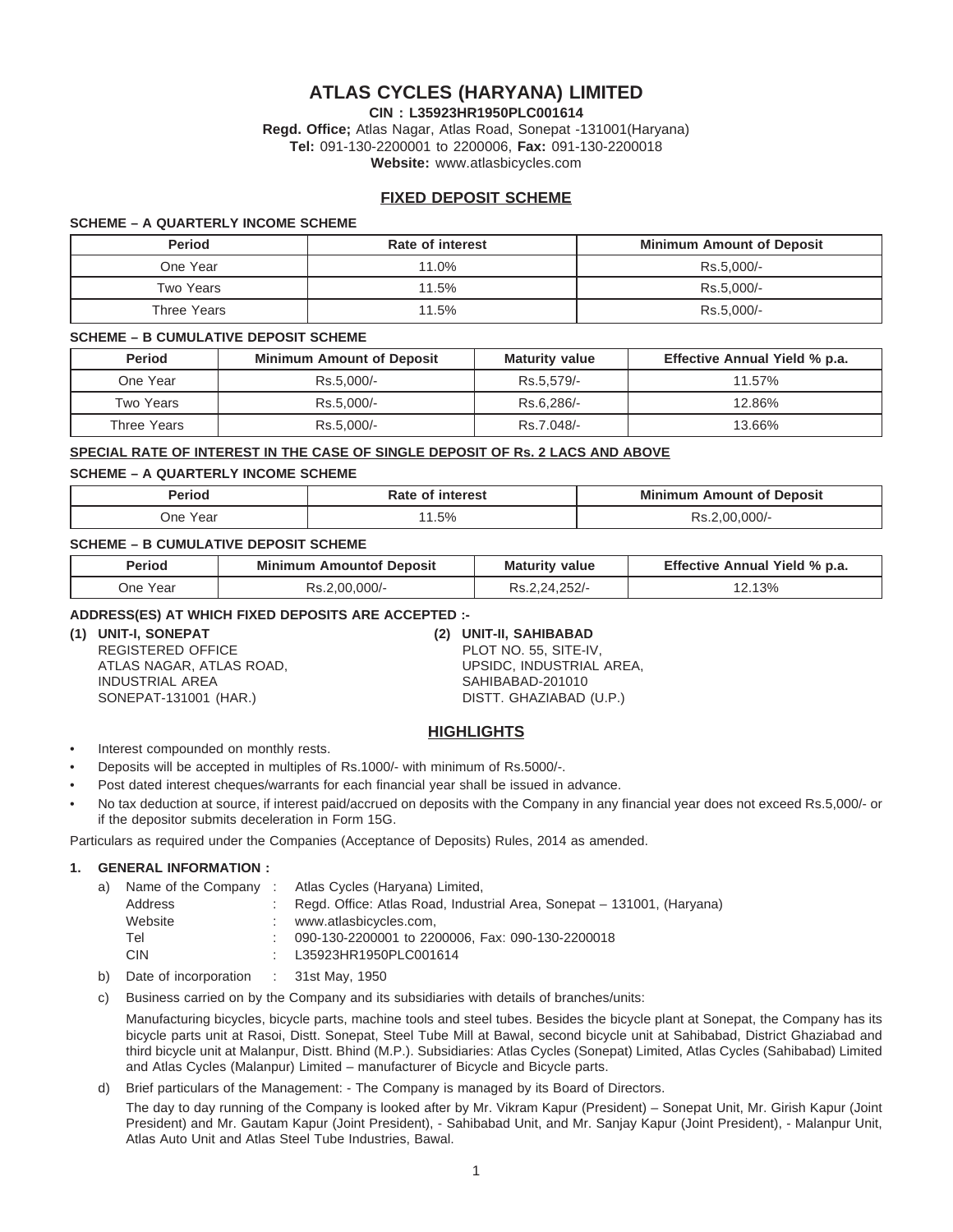# ATLAS CYCLES (HARYANA) LIMITED

**CIN : L35923HR1950PLC001614**

**Regd. Office;** Atlas Nagar, Atlas Road, Sonepat -131001(Haryana)

**Tel:** 091-130-2200001 to 2200006, **Fax:** 091-130-2200018

**Website:** www.atlasbicycles.com

## FIXED DEPOSIT SCHEME

**SCHEME – A QUARTERLY INCOME SCHEME**

| Period | Rate of interest | Minimum Amount of Deposit |
|---|---|---|
| One Year | 11.0% | Rs.5,000/- |
| Two Years | 11.5% | Rs.5,000/- |
| Three Years | 11.5% | Rs.5,000/- |

**SCHEME – B CUMULATIVE DEPOSIT SCHEME**

| Period | Minimum Amount of Deposit | Maturity value | Effective Annual Yield % p.a. |
|---|---|---|---|
| One Year | Rs.5,000/- | Rs.5,579/- | 11.57% |
| Two Years | Rs.5,000/- | Rs.6,286/- | 12.86% |
| Three Years | Rs.5,000/- | Rs.7.048/- | 13.66% |

**SPECIAL RATE OF INTEREST IN THE CASE OF SINGLE DEPOSIT OF Rs. 2 LACS AND ABOVE**

**SCHEME – A QUARTERLY INCOME SCHEME**

| Period | Rate of interest | Minimum Amount of Deposit |
|---|---|---|
| One Year | 11.5% | Rs.2,00,000/- |

**SCHEME – B CUMULATIVE DEPOSIT SCHEME**

| Period | Minimum Amountof Deposit | Maturity value | Effective Annual Yield % p.a. |
|---|---|---|---|
| One Year | Rs.2,00,000/- | Rs.2,24,252/- | 12.13% |

**ADDRESS(ES) AT WHICH FIXED DEPOSITS ARE ACCEPTED :-**

**(1) UNIT-I, SONEPAT**
REGISTERED OFFICE
ATLAS NAGAR, ATLAS ROAD,
INDUSTRIAL AREA
SONEPAT-131001 (HAR.)

**(2) UNIT-II, SAHIBABAD**
PLOT NO. 55, SITE-IV,
UPSIDC, INDUSTRIAL AREA,
SAHIBABAD-201010
DISTT. GHAZIABAD (U.P.)

## HIGHLIGHTS

- Interest compounded on monthly rests.
- Deposits will be accepted in multiples of Rs.1000/- with minimum of Rs.5000/-.
- Post dated interest cheques/warrants for each financial year shall be issued in advance.
- No tax deduction at source, if interest paid/accrued on deposits with the Company in any financial year does not exceed Rs.5,000/- or if the depositor submits deceleration in Form 15G.

Particulars as required under the Companies (Acceptance of Deposits) Rules, 2014 as amended.

**1. GENERAL INFORMATION :**

a) Name of the Company : Atlas Cycles (Haryana) Limited,
Address : Regd. Office: Atlas Road, Industrial Area, Sonepat – 131001, (Haryana)
Website : www.atlasbicycles.com,
Tel : 090-130-2200001 to 2200006, Fax: 090-130-2200018
CIN : L35923HR1950PLC001614

b) Date of incorporation : 31st May, 1950

c) Business carried on by the Company and its subsidiaries with details of branches/units:

Manufacturing bicycles, bicycle parts, machine tools and steel tubes. Besides the bicycle plant at Sonepat, the Company has its bicycle parts unit at Rasoi, Distt. Sonepat, Steel Tube Mill at Bawal, second bicycle unit at Sahibabad, District Ghaziabad and third bicycle unit at Malanpur, Distt. Bhind (M.P.). Subsidiaries: Atlas Cycles (Sonepat) Limited, Atlas Cycles (Sahibabad) Limited and Atlas Cycles (Malanpur) Limited – manufacturer of Bicycle and Bicycle parts.

d) Brief particulars of the Management: - The Company is managed by its Board of Directors.

The day to day running of the Company is looked after by Mr. Vikram Kapur (President) – Sonepat Unit, Mr. Girish Kapur (Joint President) and Mr. Gautam Kapur (Joint President), - Sahibabad Unit, and Mr. Sanjay Kapur (Joint President), - Malanpur Unit, Atlas Auto Unit and Atlas Steel Tube Industries, Bawal.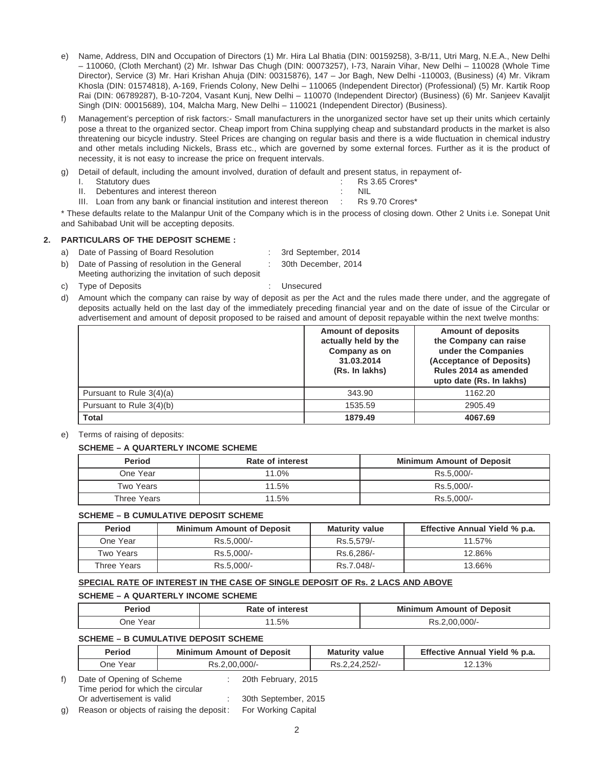e) Name, Address, DIN and Occupation of Directors (1) Mr. Hira Lal Bhatia (DIN: 00159258), 3-B/11, Utri Marg, N.E.A., New Delhi – 110060, (Cloth Merchant) (2) Mr. Ishwar Das Chugh (DIN: 00073257), I-73, Narain Vihar, New Delhi – 110028 (Whole Time Director), Service (3) Mr. Hari Krishan Ahuja (DIN: 00315876), 147 – Jor Bagh, New Delhi -110003, (Business) (4) Mr. Vikram Khosla (DIN: 01574818), A-169, Friends Colony, New Delhi – 110065 (Independent Director) (Professional) (5) Mr. Kartik Roop Rai (DIN: 06789287), B-10-7204, Vasant Kunj, New Delhi – 110070 (Independent Director) (Business) (6) Mr. Sanjeev Kavaljit Singh (DIN: 00015689), 104, Malcha Marg, New Delhi – 110021 (Independent Director) (Business).

f) Management's perception of risk factors:- Small manufacturers in the unorganized sector have set up their units which certainly pose a threat to the organized sector. Cheap import from China supplying cheap and substandard products in the market is also threatening our bicycle industry. Steel Prices are changing on regular basis and there is a wide fluctuation in chemical industry and other metals including Nickels, Brass etc., which are governed by some external forces. Further as it is the product of necessity, it is not easy to increase the price on frequent intervals.

g) Detail of default, including the amount involved, duration of default and present status, in repayment of-

   I. Statutory dues : Rs 3.65 Crores*

   II. Debentures and interest thereon : NIL

   III. Loan from any bank or financial institution and interest thereon : Rs 9.70 Crores*

\* These defaults relate to the Malanpur Unit of the Company which is in the process of closing down. Other 2 Units i.e. Sonepat Unit and Sahibabad Unit will be accepting deposits.

## 2. PARTICULARS OF THE DEPOSIT SCHEME :

a) Date of Passing of Board Resolution : 3rd September, 2014

b) Date of Passing of resolution in the General Meeting authorizing the invitation of such deposit : 30th December, 2014

c) Type of Deposits : Unsecured

d) Amount which the company can raise by way of deposit as per the Act and the rules made there under, and the aggregate of deposits actually held on the last day of the immediately preceding financial year and on the date of issue of the Circular or advertisement and amount of deposit proposed to be raised and amount of deposit repayable within the next twelve months:

| | Amount of deposits actually held by the Company as on 31.03.2014 (Rs. In lakhs) | Amount of deposits the Company can raise under the Companies (Acceptance of Deposits) Rules 2014 as amended upto date (Rs. In lakhs) |
|---|---|---|
| Pursuant to Rule 3(4)(a) | 343.90 | 1162.20 |
| Pursuant to Rule 3(4)(b) | 1535.59 | 2905.49 |
| **Total** | **1879.49** | **4067.69** |

e) Terms of raising of deposits:

**SCHEME – A QUARTERLY INCOME SCHEME**

| Period | Rate of interest | Minimum Amount of Deposit |
|---|---|---|
| One Year | 11.0% | Rs.5,000/- |
| Two Years | 11.5% | Rs.5,000/- |
| Three Years | 11.5% | Rs.5,000/- |

**SCHEME – B CUMULATIVE DEPOSIT SCHEME**

| Period | Minimum Amount of Deposit | Maturity value | Effective Annual Yield % p.a. |
|---|---|---|---|
| One Year | Rs.5,000/- | Rs.5,579/- | 11.57% |
| Two Years | Rs.5,000/- | Rs.6,286/- | 12.86% |
| Three Years | Rs.5,000/- | Rs.7,048/- | 13.66% |

**SPECIAL RATE OF INTEREST IN THE CASE OF SINGLE DEPOSIT OF Rs. 2 LACS AND ABOVE**

**SCHEME – A QUARTERLY INCOME SCHEME**

| Period | Rate of interest | Minimum Amount of Deposit |
|---|---|---|
| One Year | 11.5% | Rs.2,00,000/- |

**SCHEME – B CUMULATIVE DEPOSIT SCHEME**

| Period | Minimum Amount of Deposit | Maturity value | Effective Annual Yield % p.a. |
|---|---|---|---|
| One Year | Rs.2,00,000/- | Rs.2,24,252/- | 12.13% |

f) Date of Opening of Scheme : 20th February, 2015

Time period for which the circular Or advertisement is valid : 30th September, 2015

g) Reason or objects of raising the deposit : For Working Capital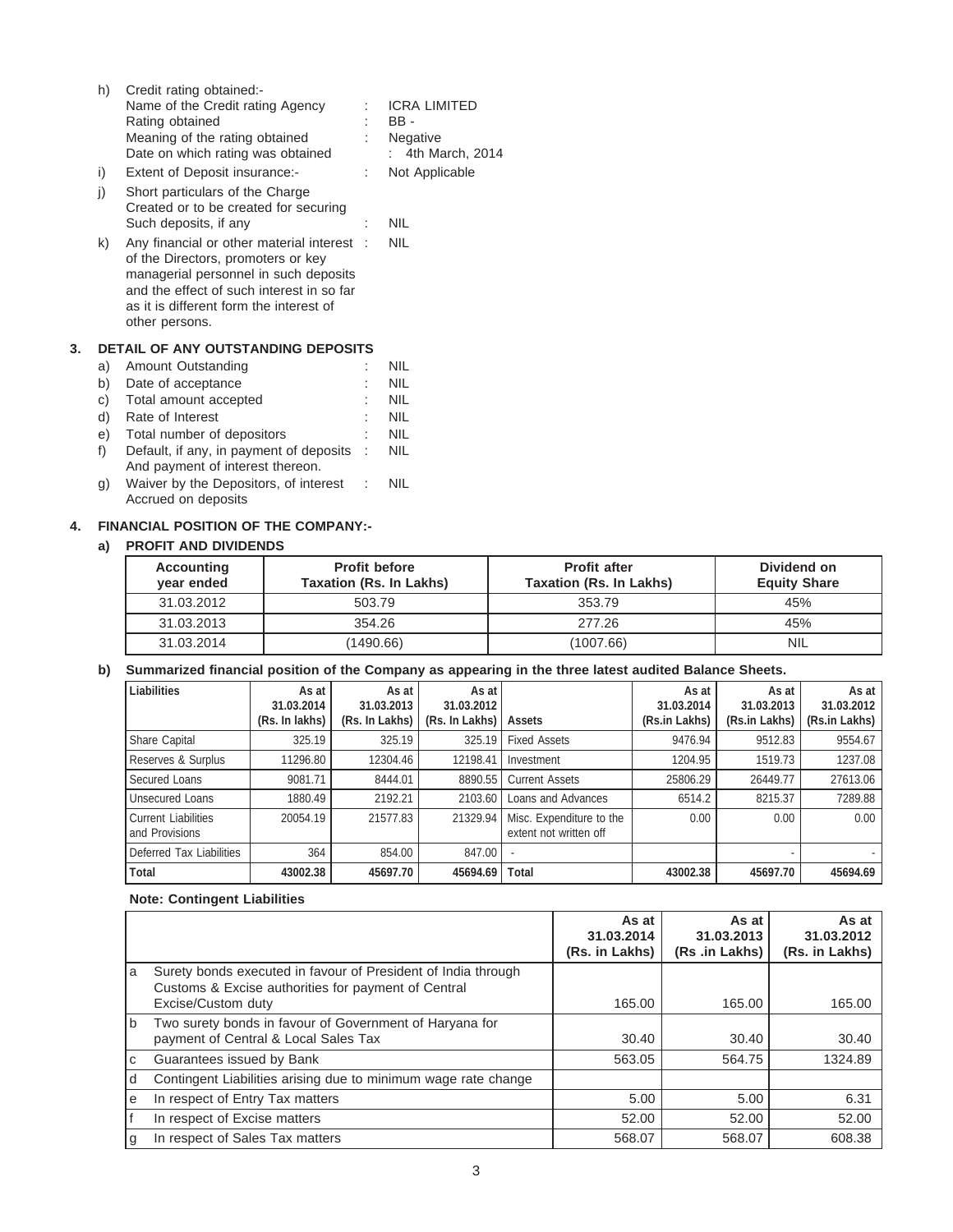h) Credit rating obtained:-
   Name of the Credit rating Agency : ICRA LIMITED
   Rating obtained : BB -
   Meaning of the rating obtained : Negative
   Date on which rating was obtained : 4th March, 2014

i) Extent of Deposit insurance:- : Not Applicable

j) Short particulars of the Charge Created or to be created for securing Such deposits, if any : NIL

k) Any financial or other material interest of the Directors, promoters or key managerial personnel in such deposits and the effect of such interest in so far as it is different form the interest of other persons. : NIL

## 3. DETAIL OF ANY OUTSTANDING DEPOSITS

a) Amount Outstanding : NIL

b) Date of acceptance : NIL

c) Total amount accepted : NIL

d) Rate of Interest : NIL

e) Total number of depositors : NIL

f) Default, if any, in payment of deposits And payment of interest thereon. : NIL

g) Waiver by the Depositors, of interest Accrued on deposits : NIL

## 4. FINANCIAL POSITION OF THE COMPANY:-

### a) PROFIT AND DIVIDENDS

| Accounting year ended | Profit before Taxation (Rs. In Lakhs) | Profit after Taxation (Rs. In Lakhs) | Dividend on Equity Share |
|---|---|---|---|
| 31.03.2012 | 503.79 | 353.79 | 45% |
| 31.03.2013 | 354.26 | 277.26 | 45% |
| 31.03.2014 | (1490.66) | (1007.66) | NIL |

### b) Summarized financial position of the Company as appearing in the three latest audited Balance Sheets.

| Liabilities | As at 31.03.2014 (Rs. In Lakhs) | As at 31.03.2013 (Rs. In Lakhs) | As at 31.03.2012 (Rs. In Lakhs) | Assets | As at 31.03.2014 (Rs.in Lakhs) | As at 31.03.2013 (Rs.in Lakhs) | As at 31.03.2012 (Rs.in Lakhs) |
|---|---|---|---|---|---|---|---|
| Share Capital | 325.19 | 325.19 | 325.19 | Fixed Assets | 9476.94 | 9512.83 | 9554.67 |
| Reserves & Surplus | 11296.80 | 12304.46 | 12198.41 | Investment | 1204.95 | 1519.73 | 1237.08 |
| Secured Loans | 9081.71 | 8444.01 | 8890.55 | Current Assets | 25806.29 | 26449.77 | 27613.06 |
| Unsecured Loans | 1880.49 | 2192.21 | 2103.60 | Loans and Advances | 6514.2 | 8215.37 | 7289.88 |
| Current Liabilities and Provisions | 20054.19 | 21577.83 | 21329.94 | Misc. Expenditure to the extent not written off | 0.00 | 0.00 | 0.00 |
| Deferred Tax Liabilities | 364 | 854.00 | 847.00 | - | | - | - |
| **Total** | **43002.38** | **45697.70** | **45694.69** | **Total** | **43002.38** | **45697.70** | **45694.69** |

**Note: Contingent Liabilities**

| | | As at 31.03.2014 (Rs. in Lakhs) | As at 31.03.2013 (Rs .in Lakhs) | As at 31.03.2012 (Rs. in Lakhs) |
|---|---|---|---|---|
| a | Surety bonds executed in favour of President of India through Customs & Excise authorities for payment of Central Excise/Custom duty | 165.00 | 165.00 | 165.00 |
| b | Two surety bonds in favour of Government of Haryana for payment of Central & Local Sales Tax | 30.40 | 30.40 | 30.40 |
| c | Guarantees issued by Bank | 563.05 | 564.75 | 1324.89 |
| d | Contingent Liabilities arising due to minimum wage rate change | | | |
| e | In respect of Entry Tax matters | 5.00 | 5.00 | 6.31 |
| f | In respect of Excise matters | 52.00 | 52.00 | 52.00 |
| g | In respect of Sales Tax matters | 568.07 | 568.07 | 608.38 |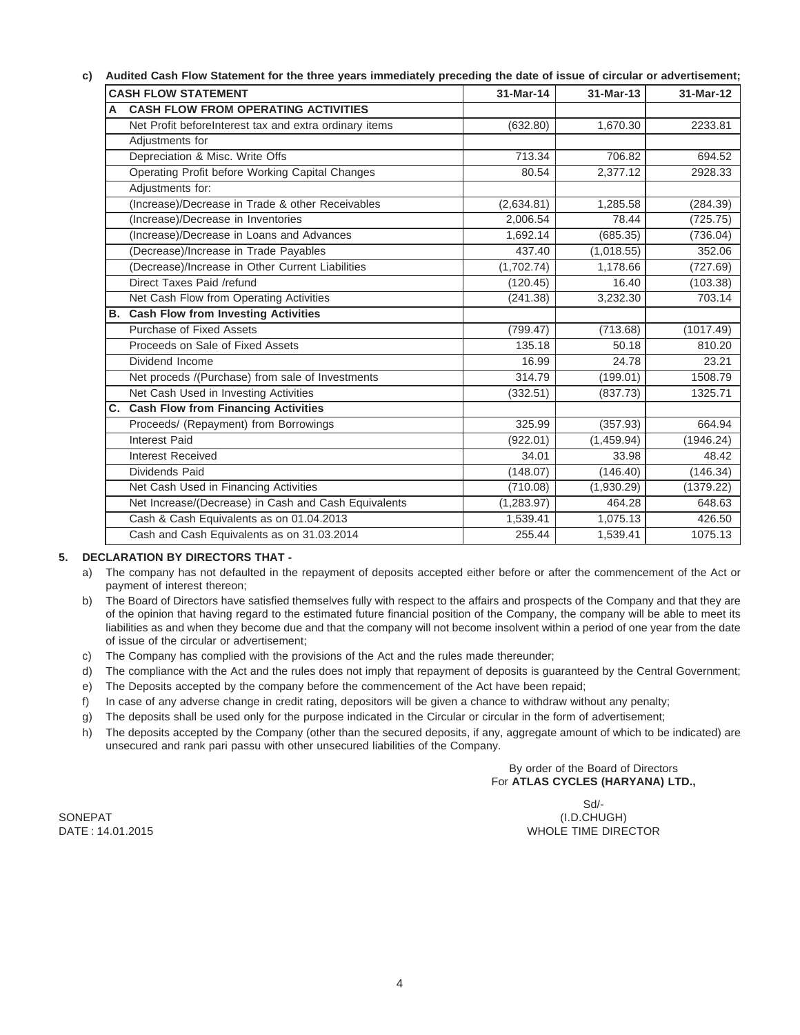**c) Audited Cash Flow Statement for the three years immediately preceding the date of issue of circular or advertisement;**

| CASH FLOW STATEMENT | 31-Mar-14 | 31-Mar-13 | 31-Mar-12 |
|---|---|---|---|
| **A CASH FLOW FROM OPERATING ACTIVITIES** | | | |
| Net Profit beforeInterest tax and extra ordinary items | (632.80) | 1,670.30 | 2233.81 |
| Adjustments for | | | |
| Depreciation & Misc. Write Offs | 713.34 | 706.82 | 694.52 |
| Operating Profit before Working Capital Changes | 80.54 | 2,377.12 | 2928.33 |
| Adjustments for: | | | |
| (Increase)/Decrease in Trade & other Receivables | (2,634.81) | 1,285.58 | (284.39) |
| (Increase)/Decrease in Inventories | 2,006.54 | 78.44 | (725.75) |
| (Increase)/Decrease in Loans and Advances | 1,692.14 | (685.35) | (736.04) |
| (Decrease)/Increase in Trade Payables | 437.40 | (1,018.55) | 352.06 |
| (Decrease)/Increase in Other Current Liabilities | (1,702.74) | 1,178.66 | (727.69) |
| Direct Taxes Paid /refund | (120.45) | 16.40 | (103.38) |
| Net Cash Flow from Operating Activities | (241.38) | 3,232.30 | 703.14 |
| **B. Cash Flow from Investing Activities** | | | |
| Purchase of Fixed Assets | (799.47) | (713.68) | (1017.49) |
| Proceeds on Sale of Fixed Assets | 135.18 | 50.18 | 810.20 |
| Dividend Income | 16.99 | 24.78 | 23.21 |
| Net proceds /(Purchase) from sale of Investments | 314.79 | (199.01) | 1508.79 |
| Net Cash Used in Investing Activities | (332.51) | (837.73) | 1325.71 |
| **C. Cash Flow from Financing Activities** | | | |
| Proceeds/ (Repayment) from Borrowings | 325.99 | (357.93) | 664.94 |
| Interest Paid | (922.01) | (1,459.94) | (1946.24) |
| Interest Received | 34.01 | 33.98 | 48.42 |
| Dividends Paid | (148.07) | (146.40) | (146.34) |
| Net Cash Used in Financing Activities | (710.08) | (1,930.29) | (1379.22) |
| Net Increase/(Decrease) in Cash and Cash Equivalents | (1,283.97) | 464.28 | 648.63 |
| Cash & Cash Equivalents as on 01.04.2013 | 1,539.41 | 1,075.13 | 426.50 |
| Cash and Cash Equivalents as on 31.03.2014 | 255.44 | 1,539.41 | 1075.13 |

## 5. DECLARATION BY DIRECTORS THAT -

a) The company has not defaulted in the repayment of deposits accepted either before or after the commencement of the Act or payment of interest thereon;

b) The Board of Directors have satisfied themselves fully with respect to the affairs and prospects of the Company and that they are of the opinion that having regard to the estimated future financial position of the Company, the company will be able to meet its liabilities as and when they become due and that the company will not become insolvent within a period of one year from the date of issue of the circular or advertisement;

c) The Company has complied with the provisions of the Act and the rules made thereunder;

d) The compliance with the Act and the rules does not imply that repayment of deposits is guaranteed by the Central Government;

e) The Deposits accepted by the company before the commencement of the Act have been repaid;

f) In case of any adverse change in credit rating, depositors will be given a chance to withdraw without any penalty;

g) The deposits shall be used only for the purpose indicated in the Circular or circular in the form of advertisement;

h) The deposits accepted by the Company (other than the secured deposits, if any, aggregate amount of which to be indicated) are unsecured and rank pari passu with other unsecured liabilities of the Company.

By order of the Board of Directors
For **ATLAS CYCLES (HARYANA) LTD.,**

Sd/-
(I.D.CHUGH)
WHOLE TIME DIRECTOR

SONEPAT
DATE : 14.01.2015